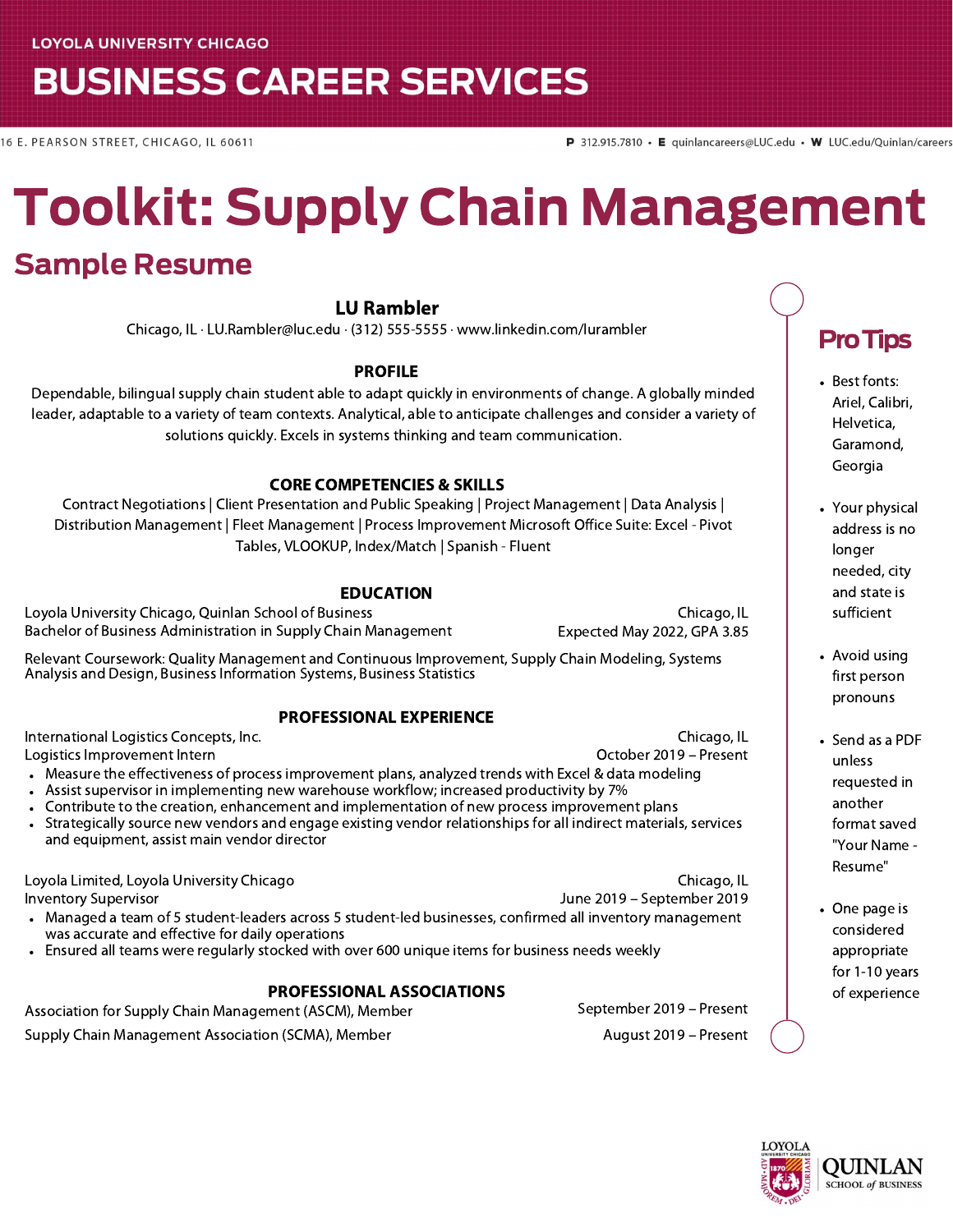LOYOLA UNIVERSITY CHICAGO

# BUSINESS CAREER SERVICES

16 E. PEARSON STREET, CHICAGO, IL 60611 **P** 312.915.7810 • **E** quinlancareers@LUC.edu • **W** LUC.edu/Quinlan/careers

# Toolkit: Supply Chain Management

## Sample Resume

### LU Rambler

Chicago, IL · LU.Rambler@luc.edu · (312) 555-5555 · www.linkedin.com/lurambler

**PROFILE**

Dependable, bilingual supply chain student able to adapt quickly in environments of change. A globally minded leader, adaptable to a variety of team contexts. Analytical, able to anticipate challenges and consider a variety of solutions quickly. Excels in systems thinking and team communication.

**CORE COMPETENCIES & SKILLS**

Contract Negotiations | Client Presentation and Public Speaking | Project Management | Data Analysis | Distribution Management | Fleet Management | Process Improvement Microsoft Office Suite: Excel - Pivot Tables, VLOOKUP, Index/Match | Spanish - Fluent

**EDUCATION**

Loyola University Chicago, Quinlan School of Business — Chicago, IL
Bachelor of Business Administration in Supply Chain Management — Expected May 2022, GPA 3.85

Relevant Coursework: Quality Management and Continuous Improvement, Supply Chain Modeling, Systems Analysis and Design, Business Information Systems, Business Statistics

**PROFESSIONAL EXPERIENCE**

International Logistics Concepts, Inc. — Chicago, IL
Logistics Improvement Intern — October 2019 – Present

- Measure the effectiveness of process improvement plans, analyzed trends with Excel & data modeling
- Assist supervisor in implementing new warehouse workflow; increased productivity by 7%
- Contribute to the creation, enhancement and implementation of new process improvement plans
- Strategically source new vendors and engage existing vendor relationships for all indirect materials, services and equipment, assist main vendor director

Loyola Limited, Loyola University Chicago — Chicago, IL
Inventory Supervisor — June 2019 – September 2019

- Managed a team of 5 student-leaders across 5 student-led businesses, confirmed all inventory management was accurate and effective for daily operations
- Ensured all teams were regularly stocked with over 600 unique items for business needs weekly

**PROFESSIONAL ASSOCIATIONS**

Association for Supply Chain Management (ASCM), Member — September 2019 – Present

Supply Chain Management Association (SCMA), Member — August 2019 – Present

## Pro Tips

- Best fonts: Ariel, Calibri, Helvetica, Garamond, Georgia
- Your physical address is no longer needed, city and state is sufficient
- Avoid using first person pronouns
- Send as a PDF unless requested in another format saved "Your Name - Resume"
- One page is considered appropriate for 1-10 years of experience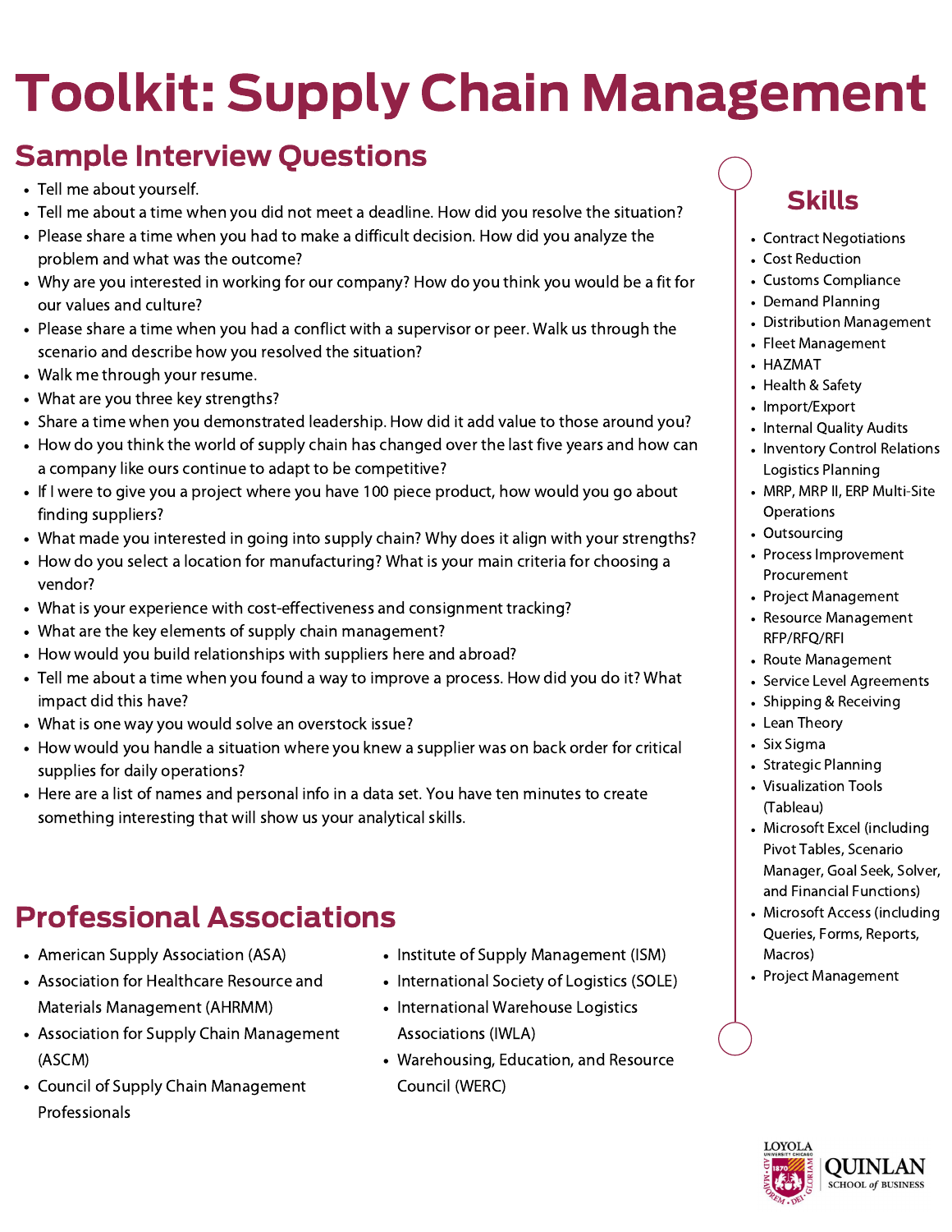# Toolkit: Supply Chain Management

## Sample Interview Questions

- Tell me about yourself.
- Tell me about a time when you did not meet a deadline. How did you resolve the situation?
- Please share a time when you had to make a difficult decision. How did you analyze the problem and what was the outcome?
- Why are you interested in working for our company? How do you think you would be a fit for our values and culture?
- Please share a time when you had a conflict with a supervisor or peer. Walk us through the scenario and describe how you resolved the situation?
- Walk me through your resume.
- What are you three key strengths?
- Share a time when you demonstrated leadership. How did it add value to those around you?
- How do you think the world of supply chain has changed over the last five years and how can a company like ours continue to adapt to be competitive?
- If I were to give you a project where you have 100 piece product, how would you go about finding suppliers?
- What made you interested in going into supply chain? Why does it align with your strengths?
- How do you select a location for manufacturing? What is your main criteria for choosing a vendor?
- What is your experience with cost-effectiveness and consignment tracking?
- What are the key elements of supply chain management?
- How would you build relationships with suppliers here and abroad?
- Tell me about a time when you found a way to improve a process. How did you do it? What impact did this have?
- What is one way you would solve an overstock issue?
- How would you handle a situation where you knew a supplier was on back order for critical supplies for daily operations?
- Here are a list of names and personal info in a data set. You have ten minutes to create something interesting that will show us your analytical skills.

## Professional Associations

- American Supply Association (ASA)
- Association for Healthcare Resource and Materials Management (AHRMM)
- Association for Supply Chain Management (ASCM)
- Council of Supply Chain Management Professionals
- Institute of Supply Management (ISM)
- International Society of Logistics (SOLE)
- International Warehouse Logistics Associations (IWLA)
- Warehousing, Education, and Resource Council (WERC)

## Skills

- Contract Negotiations
- Cost Reduction
- Customs Compliance
- Demand Planning
- Distribution Management
- Fleet Management
- HAZMAT
- Health & Safety
- Import/Export
- Internal Quality Audits
- Inventory Control Relations Logistics Planning
- MRP, MRP II, ERP Multi-Site Operations
- Outsourcing
- Process Improvement Procurement
- Project Management
- Resource Management RFP/RFQ/RFI
- Route Management
- Service Level Agreements
- Shipping & Receiving
- Lean Theory
- Six Sigma
- Strategic Planning
- Visualization Tools (Tableau)
- Microsoft Excel (including Pivot Tables, Scenario Manager, Goal Seek, Solver, and Financial Functions)
- Microsoft Access (including Queries, Forms, Reports, Macros)
- Project Management

LOYOLA UNIVERSITY CHICAGO | QUINLAN SCHOOL of BUSINESS